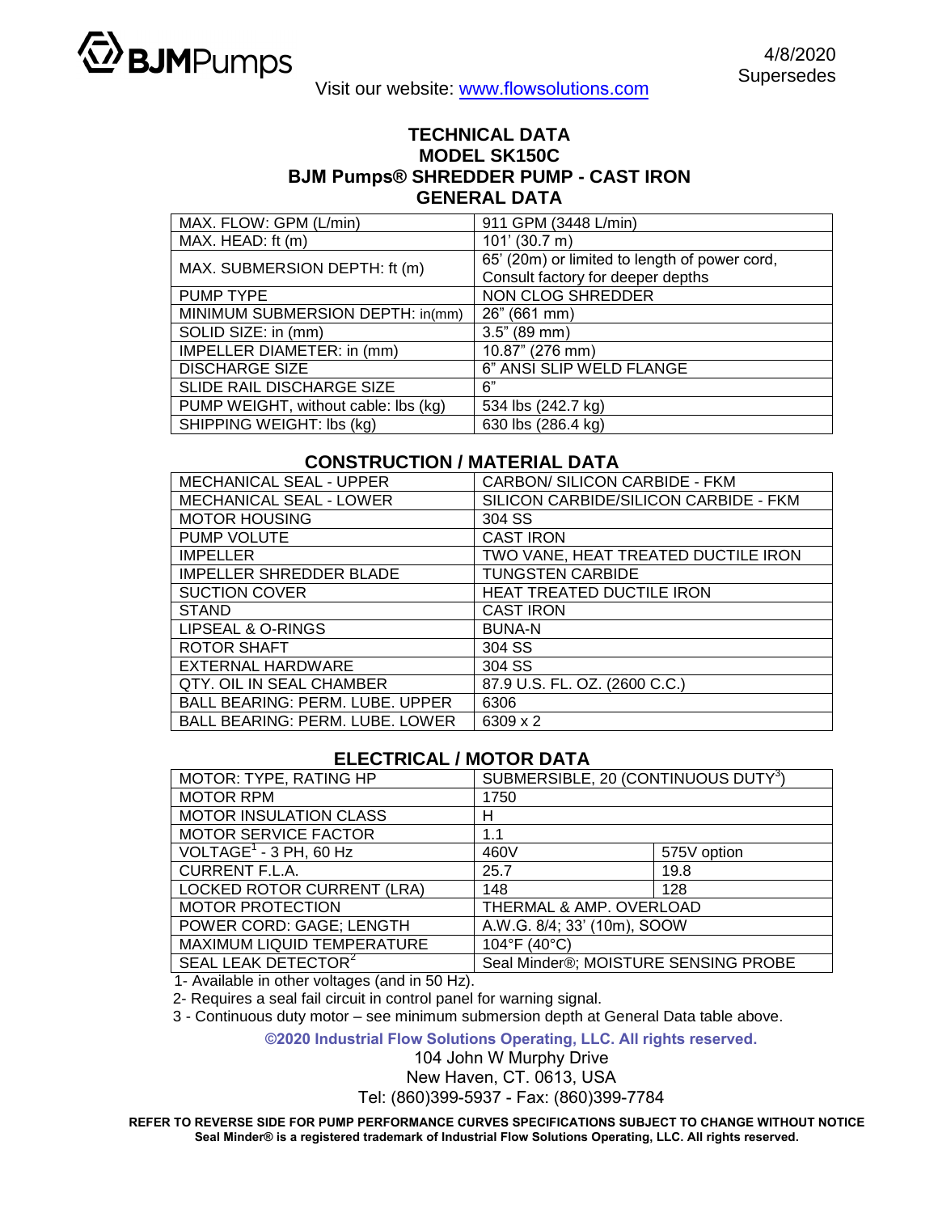BJMPumps

4/8/2020
Supersedes

Visit our website: www.flowsolutions.com

# TECHNICAL DATA
# MODEL SK150C
# BJM Pumps® SHREDDER PUMP - CAST IRON
## GENERAL DATA

| | |
|---|---|
| MAX. FLOW: GPM (L/min) | 911 GPM (3448 L/min) |
| MAX. HEAD: ft (m) | 101' (30.7 m) |
| MAX. SUBMERSION DEPTH: ft (m) | 65' (20m) or limited to length of power cord, Consult factory for deeper depths |
| PUMP TYPE | NON CLOG SHREDDER |
| MINIMUM SUBMERSION DEPTH: in(mm) | 26" (661 mm) |
| SOLID SIZE: in (mm) | 3.5" (89 mm) |
| IMPELLER DIAMETER: in (mm) | 10.87" (276 mm) |
| DISCHARGE SIZE | 6" ANSI SLIP WELD FLANGE |
| SLIDE RAIL DISCHARGE SIZE | 6" |
| PUMP WEIGHT, without cable: lbs (kg) | 534 lbs (242.7 kg) |
| SHIPPING WEIGHT: lbs (kg) | 630 lbs (286.4 kg) |

## CONSTRUCTION / MATERIAL DATA

| | |
|---|---|
| MECHANICAL SEAL - UPPER | CARBON/ SILICON CARBIDE - FKM |
| MECHANICAL SEAL - LOWER | SILICON CARBIDE/SILICON CARBIDE - FKM |
| MOTOR HOUSING | 304 SS |
| PUMP VOLUTE | CAST IRON |
| IMPELLER | TWO VANE, HEAT TREATED DUCTILE IRON |
| IMPELLER SHREDDER BLADE | TUNGSTEN CARBIDE |
| SUCTION COVER | HEAT TREATED DUCTILE IRON |
| STAND | CAST IRON |
| LIPSEAL & O-RINGS | BUNA-N |
| ROTOR SHAFT | 304 SS |
| EXTERNAL HARDWARE | 304 SS |
| QTY. OIL IN SEAL CHAMBER | 87.9 U.S. FL. OZ. (2600 C.C.) |
| BALL BEARING: PERM. LUBE. UPPER | 6306 |
| BALL BEARING: PERM. LUBE. LOWER | 6309 x 2 |

## ELECTRICAL / MOTOR DATA

| | | |
|---|---|---|
| MOTOR: TYPE, RATING HP | SUBMERSIBLE, 20 (CONTINUOUS DUTY[3]) | |
| MOTOR RPM | 1750 | |
| MOTOR INSULATION CLASS | H | |
| MOTOR SERVICE FACTOR | 1.1 | |
| VOLTAGE[1] - 3 PH, 60 Hz | 460V | 575V option |
| CURRENT F.L.A. | 25.7 | 19.8 |
| LOCKED ROTOR CURRENT (LRA) | 148 | 128 |
| MOTOR PROTECTION | THERMAL & AMP. OVERLOAD | |
| POWER CORD: GAGE; LENGTH | A.W.G. 8/4; 33' (10m), SOOW | |
| MAXIMUM LIQUID TEMPERATURE | 104°F (40°C) | |
| SEAL LEAK DETECTOR[2] | Seal Minder®; MOISTURE SENSING PROBE | |

1- Available in other voltages (and in 50 Hz).
2- Requires a seal fail circuit in control panel for warning signal.
3 - Continuous duty motor – see minimum submersion depth at General Data table above.

**©2020 Industrial Flow Solutions Operating, LLC. All rights reserved.**
104 John W Murphy Drive
New Haven, CT. 0613, USA
Tel: (860)399-5937 - Fax: (860)399-7784

**REFER TO REVERSE SIDE FOR PUMP PERFORMANCE CURVES SPECIFICATIONS SUBJECT TO CHANGE WITHOUT NOTICE**
**Seal Minder® is a registered trademark of Industrial Flow Solutions Operating, LLC. All rights reserved.**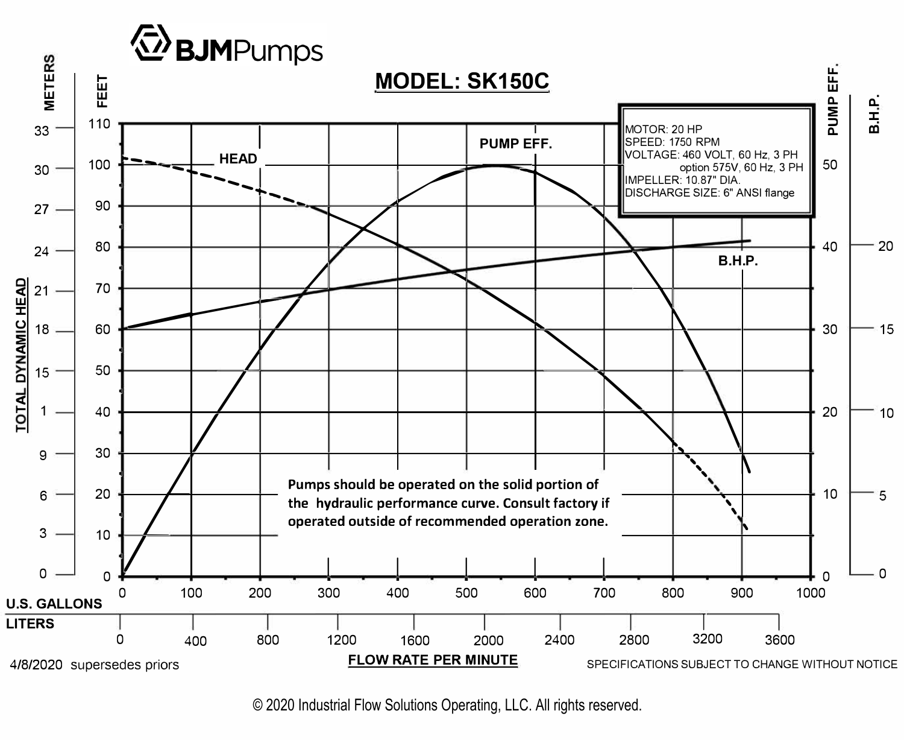BJMPumps

## MODEL: SK150C

MOTOR: 20 HP
SPEED: 1750 RPM
VOLTAGE: 460 VOLT, 60 Hz, 3 PH
option 575V, 60 Hz, 3 PH
IMPELLER: 10.87" DIA.
DISCHARGE SIZE: 6" ANSI flange

HEAD
PUMP EFF.
B.H.P.

METERS
33
30
27
24
21
18
15
1
9
6
3
0

FEET
110
100
90
80
70
60
50
40
30
20
10
0

TOTAL DYNAMIC HEAD

PUMP EFF.
50
40
30
20
10
0

B.H.P.
20
15
10
5
0

Pumps should be operated on the solid portion of the hydraulic performance curve. Consult factory if operated outside of recommended operation zone.

U.S. GALLONS
0
100
200
300
400
500
600
700
800
900
1000

LITERS
0
400
800
1200
1600
2000
2400
2800
3200
3600

FLOW RATE PER MINUTE

4/8/2020 supersedes priors

SPECIFICATIONS SUBJECT TO CHANGE WITHOUT NOTICE

© 2020 Industrial Flow Solutions Operating, LLC. All rights reserved.